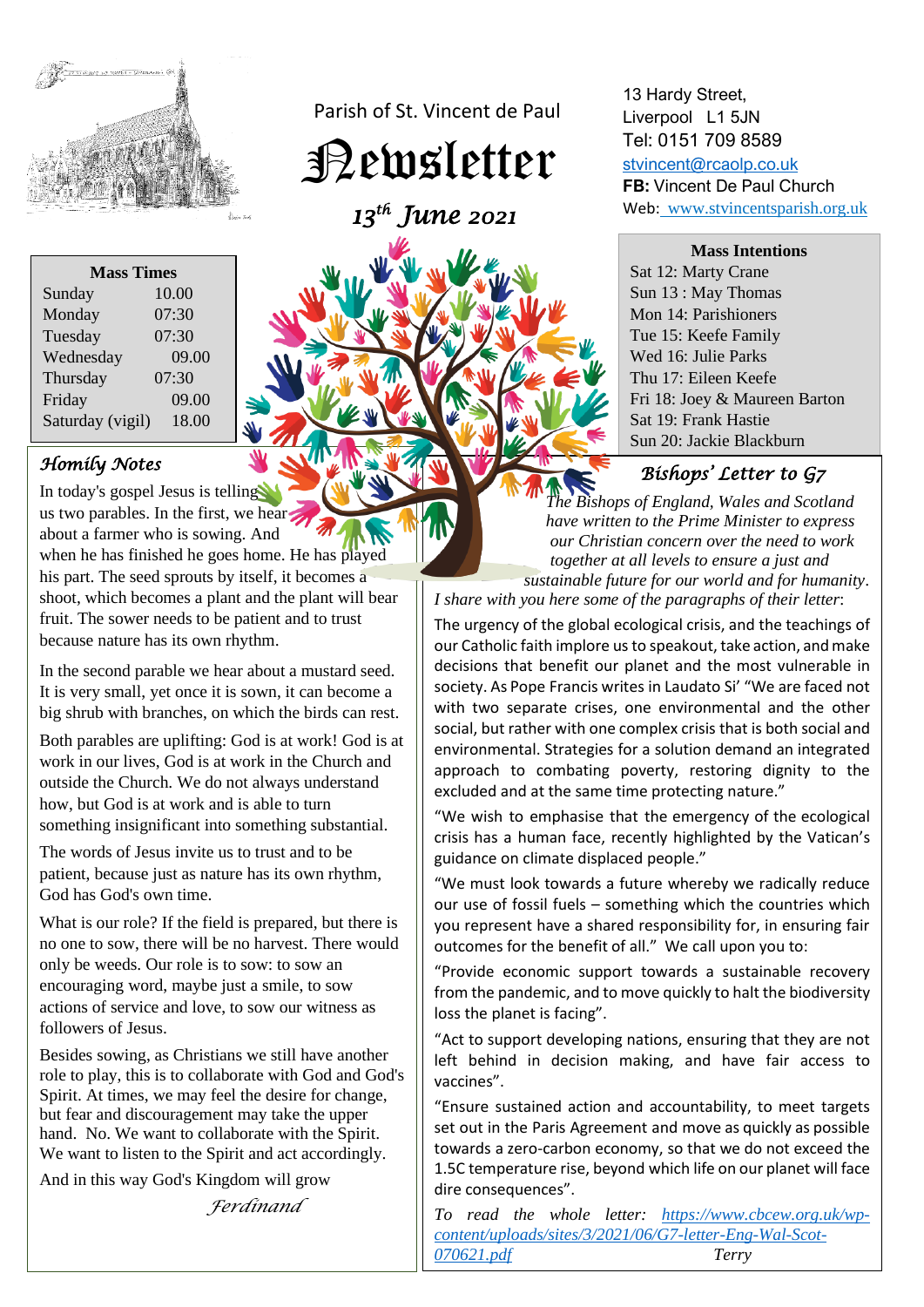Parish of St. Vincent de Paul

# Newsletter

*13th June 2021*

13 Hardy Street,
Liverpool L1 5JN
Tel: 0151 709 8589
stvincent@rcaolp.co.uk
**FB:** Vincent De Paul Church
Web: www.stvincentsparish.org.uk

| Mass Times | |
|---|---|
| Sunday | 10.00 |
| Monday | 07:30 |
| Tuesday | 07:30 |
| Wednesday | 09.00 |
| Thursday | 07:30 |
| Friday | 09.00 |
| Saturday (vigil) | 18.00 |

**Mass Intentions**

Sat 12: Marty Crane
Sun 13 : May Thomas
Mon 14: Parishioners
Tue 15: Keefe Family
Wed 16: Julie Parks
Thu 17: Eileen Keefe
Fri 18: Joey & Maureen Barton
Sat 19: Frank Hastie
Sun 20: Jackie Blackburn

## *Homily Notes*

In today's gospel Jesus is telling us two parables. In the first, we hear about a farmer who is sowing. And when he has finished he goes home. He has played his part. The seed sprouts by itself, it becomes a shoot, which becomes a plant and the plant will bear fruit. The sower needs to be patient and to trust because nature has its own rhythm.

In the second parable we hear about a mustard seed. It is very small, yet once it is sown, it can become a big shrub with branches, on which the birds can rest.

Both parables are uplifting: God is at work! God is at work in our lives, God is at work in the Church and outside the Church. We do not always understand how, but God is at work and is able to turn something insignificant into something substantial.

The words of Jesus invite us to trust and to be patient, because just as nature has its own rhythm, God has God's own time.

What is our role? If the field is prepared, but there is no one to sow, there will be no harvest. There would only be weeds. Our role is to sow: to sow an encouraging word, maybe just a smile, to sow actions of service and love, to sow our witness as followers of Jesus.

Besides sowing, as Christians we still have another role to play, this is to collaborate with God and God's Spirit. At times, we may feel the desire for change, but fear and discouragement may take the upper hand. No. We want to collaborate with the Spirit. We want to listen to the Spirit and act accordingly.

And in this way God's Kingdom will grow

*Ferdinand*

## *Bishops' Letter to G7*

*The Bishops of England, Wales and Scotland have written to the Prime Minister to express our Christian concern over the need to work together at all levels to ensure a just and sustainable future for our world and for humanity. I share with you here some of the paragraphs of their letter*:

The urgency of the global ecological crisis, and the teachings of our Catholic faith implore us to speakout, take action, and make decisions that benefit our planet and the most vulnerable in society. As Pope Francis writes in Laudato Si' "We are faced not with two separate crises, one environmental and the other social, but rather with one complex crisis that is both social and environmental. Strategies for a solution demand an integrated approach to combating poverty, restoring dignity to the excluded and at the same time protecting nature."

"We wish to emphasise that the emergency of the ecological crisis has a human face, recently highlighted by the Vatican's guidance on climate displaced people."

"We must look towards a future whereby we radically reduce our use of fossil fuels – something which the countries which you represent have a shared responsibility for, in ensuring fair outcomes for the benefit of all." We call upon you to:

"Provide economic support towards a sustainable recovery from the pandemic, and to move quickly to halt the biodiversity loss the planet is facing".

"Act to support developing nations, ensuring that they are not left behind in decision making, and have fair access to vaccines".

"Ensure sustained action and accountability, to meet targets set out in the Paris Agreement and move as quickly as possible towards a zero-carbon economy, so that we do not exceed the 1.5C temperature rise, beyond which life on our planet will face dire consequences".

*To read the whole letter: https://www.cbcew.org.uk/wp-content/uploads/sites/3/2021/06/G7-letter-Eng-Wal-Scot-070621.pdf* *Terry*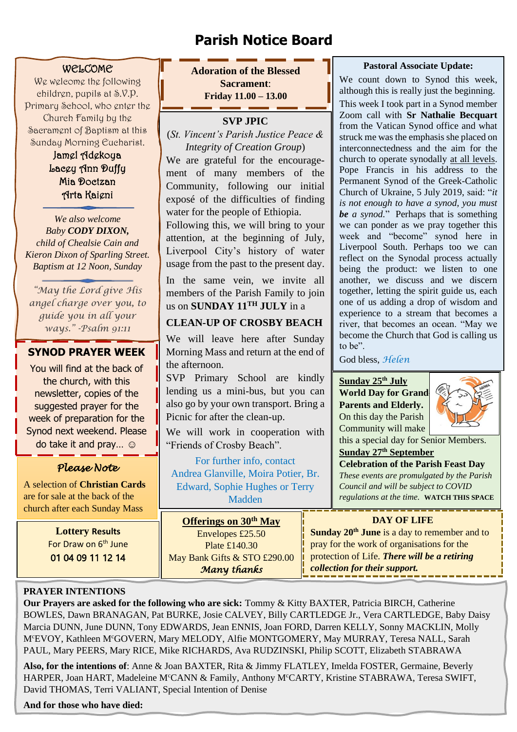# Parish Notice Board

## WELCOME

We welcome the following children, pupils at S.V.P. Primary School, who enter the Church Family by the Sacrament of Baptism at this Sunday Morning Eucharist.

Jamel Adekoya
Lacey Ann Duffy
Mia Doctzan
Arta Kaizni

*We also welcome Baby **CODY DIXON**, child of Chealsie Cain and Kieron Dixon of Sparling Street. Baptism at 12 Noon, Sunday*

*"May the Lord give His angel charge over you, to guide you in all your ways." -Psalm 91:11*

## SYNOD PRAYER WEEK

You will find at the back of the church, with this newsletter, copies of the suggested prayer for the week of preparation for the Synod next weekend. Please do take it and pray… ☺

## Please Note

A selection of **Christian Cards** are for sale at the back of the church after each Sunday Mass

**Lottery Results**
For Draw on 6th June
01 04 09 11 12 14

**Adoration of the Blessed Sacrament**:
**Friday 11.00 – 13.00**

## SVP JPIC

(*St. Vincent's Parish Justice Peace & Integrity of Creation Group*)

We are grateful for the encouragement of many members of the Community, following our initial exposé of the difficulties of finding water for the people of Ethiopia.

Following this, we will bring to your attention, at the beginning of July, Liverpool City's history of water usage from the past to the present day.

In the same vein, we invite all members of the Parish Family to join us on **SUNDAY 11TH JULY** in a

**CLEAN-UP OF CROSBY BEACH**

We will leave here after Sunday Morning Mass and return at the end of the afternoon.

SVP Primary School are kindly lending us a mini-bus, but you can also go by your own transport. Bring a Picnic for after the clean-up.

We will work in cooperation with "Friends of Crosby Beach".

For further info, contact Andrea Glanville, Moira Potier, Br. Edward, Sophie Hughes or Terry Madden

**Offerings on 30th May**
Envelopes £25.50
Plate £140.30
May Bank Gifts & STO £290.00
*Many thanks*

## Pastoral Associate Update:

We count down to Synod this week, although this is really just the beginning.

This week I took part in a Synod member Zoom call with **Sr Nathalie Becquart** from the Vatican Synod office and what struck me was the emphasis she placed on interconnectedness and the aim for the church to operate synodally at all levels. Pope Francis in his address to the Permanent Synod of the Greek-Catholic Church of Ukraine, 5 July 2019, said: "*it is not enough to have a synod, you must **be** a synod.*" Perhaps that is something we can ponder as we pray together this week and "become" synod here in Liverpool South. Perhaps too we can reflect on the Synodal process actually being the product: we listen to one another, we discuss and we discern together, letting the spirit guide us, each one of us adding a drop of wisdom and experience to a stream that becomes a river, that becomes an ocean. "May we become the Church that God is calling us to be".

God bless, *Helen*

**Sunday 25th July**
**World Day for Grand Parents and Elderly.**
On this day the Parish Community will make this a special day for Senior Members.

**Sunday 27th September**
**Celebration of the Parish Feast Day**
*These events are promulgated by the Parish Council and will be subject to COVID regulations at the time.* **WATCH THIS SPACE**

## DAY OF LIFE

**Sunday 20th June** is a day to remember and to pray for the work of organisations for the protection of Life. ***There will be a retiring collection for their support.***

## PRAYER INTENTIONS

**Our Prayers are asked for the following who are sick:** Tommy & Kitty BAXTER, Patricia BIRCH, Catherine BOWLES, Dawn BRANAGAN, Pat BURKE, Josie CALVEY, Billy CARTLEDGE Jr., Vera CARTLEDGE, Baby Daisy Marcia DUNN, June DUNN, Tony EDWARDS, Jean ENNIS, Joan FORD, Darren KELLY, Sonny MACKLIN, Molly McEVOY, Kathleen McGOVERN, Mary MELODY, Alfie MONTGOMERY, May MURRAY, Teresa NALL, Sarah PAUL, Mary PEERS, Mary RICE, Mike RICHARDS, Ava RUDZINSKI, Philip SCOTT, Elizabeth STABRAWA

**Also, for the intentions of**: Anne & Joan BAXTER, Rita & Jimmy FLATLEY, Imelda FOSTER, Germaine, Beverly HARPER, Joan HART, Madeleine McCANN & Family, Anthony McCARTY, Kristine STABRAWA, Teresa SWIFT, David THOMAS, Terri VALIANT, Special Intention of Denise

**And for those who have died:**